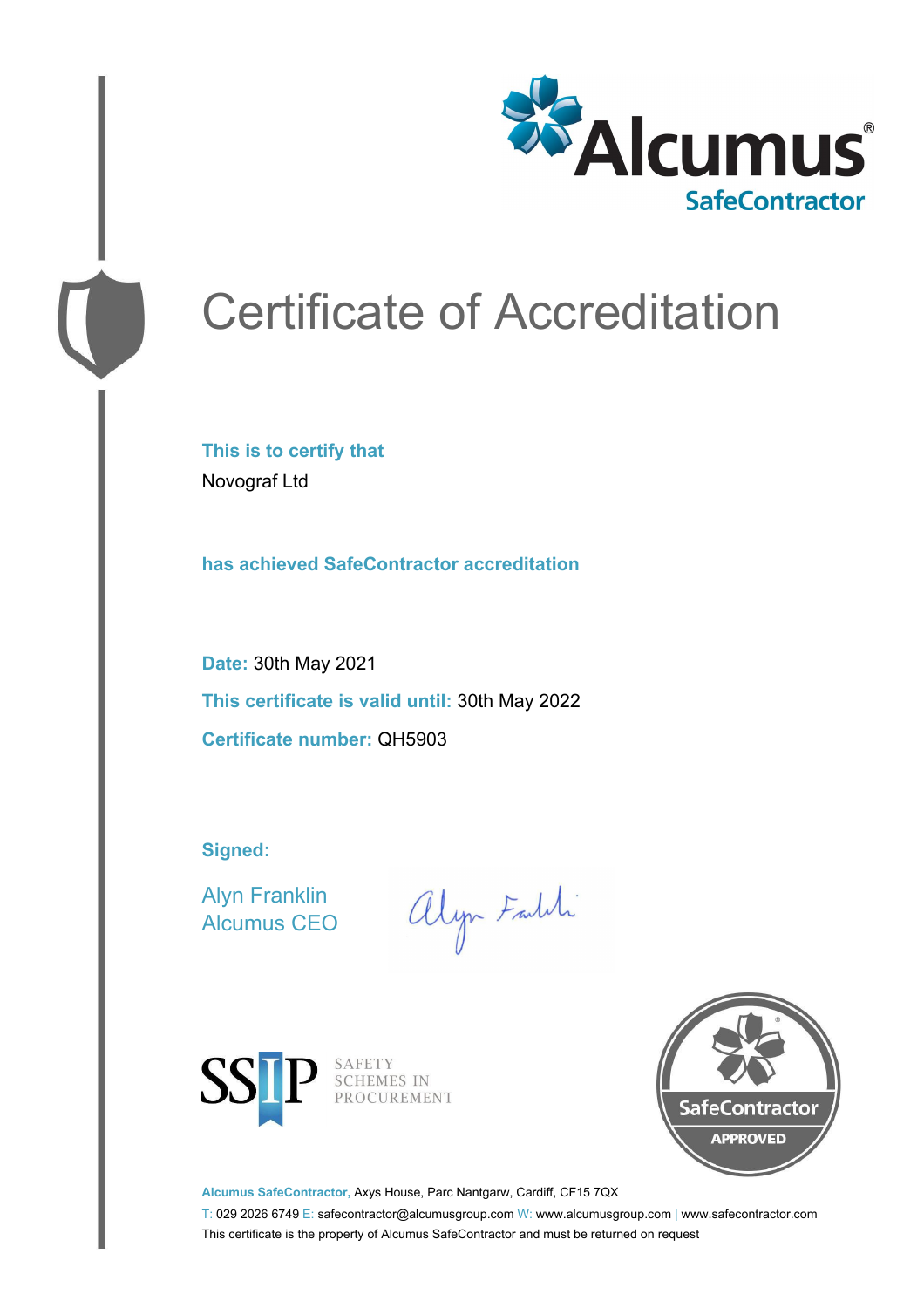Alcumus® SafeContractor

# Certificate of Accreditation

**This is to certify that**

Novograf Ltd

**has achieved SafeContractor accreditation**

**Date:** 30th May 2021

**This certificate is valid until:** 30th May 2022

**Certificate number:** QH5903

**Signed:**

Alyn Franklin
Alcumus CEO

SSIP SAFETY SCHEMES IN PROCUREMENT

SafeContractor APPROVED

**Alcumus SafeContractor,** Axys House, Parc Nantgarw, Cardiff, CF15 7QX

T: 029 2026 6749 E: safecontractor@alcumusgroup.com W: www.alcumusgroup.com | www.safecontractor.com

This certificate is the property of Alcumus SafeContractor and must be returned on request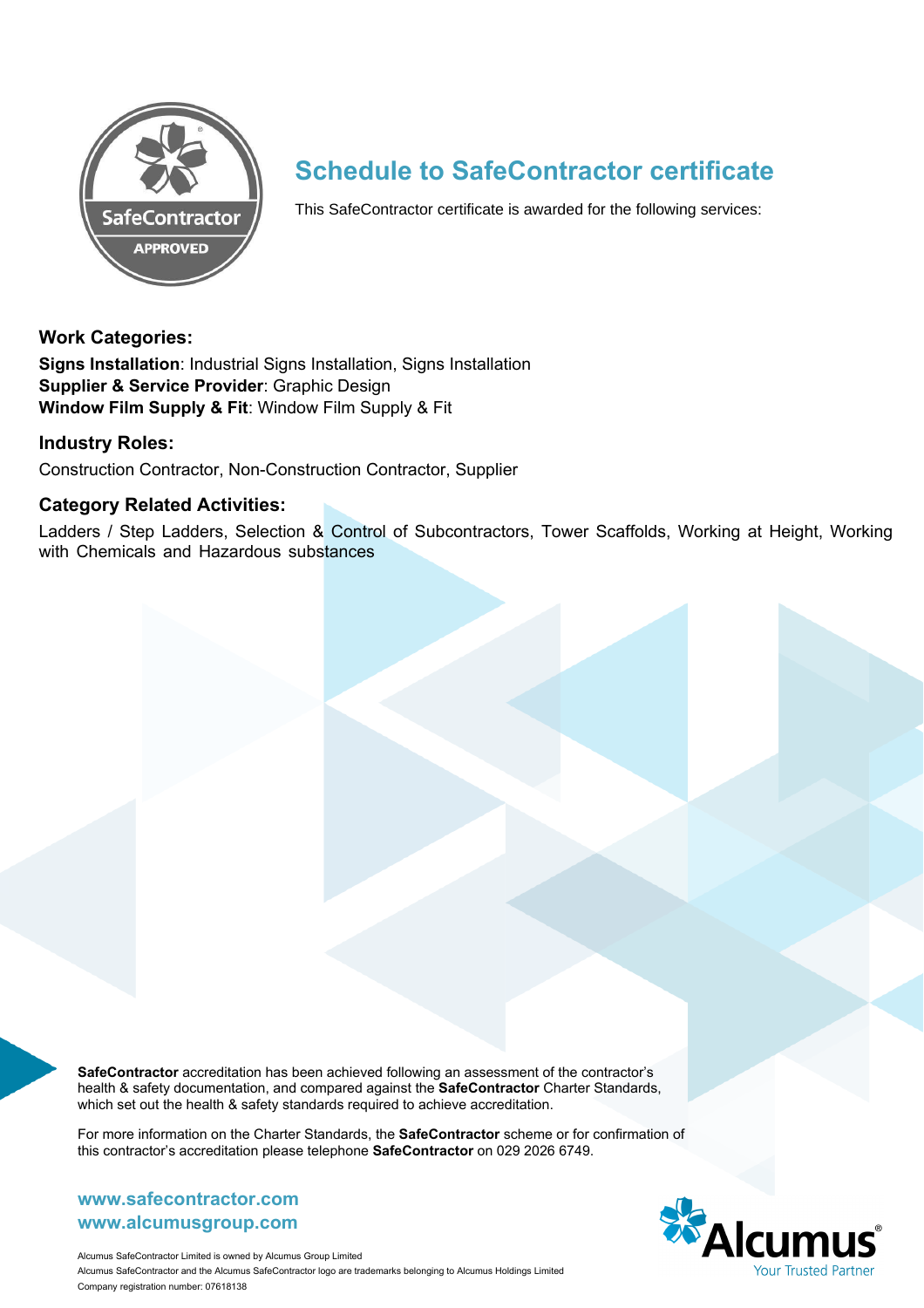# Schedule to SafeContractor certificate

This SafeContractor certificate is awarded for the following services:

## Work Categories:

**Signs Installation**: Industrial Signs Installation, Signs Installation
**Supplier & Service Provider**: Graphic Design
**Window Film Supply & Fit**: Window Film Supply & Fit

## Industry Roles:

Construction Contractor, Non-Construction Contractor, Supplier

## Category Related Activities:

Ladders / Step Ladders, Selection & Control of Subcontractors, Tower Scaffolds, Working at Height, Working with Chemicals and Hazardous substances

**SafeContractor** accreditation has been achieved following an assessment of the contractor's health & safety documentation, and compared against the **SafeContractor** Charter Standards, which set out the health & safety standards required to achieve accreditation.

For more information on the Charter Standards, the **SafeContractor** scheme or for confirmation of this contractor's accreditation please telephone **SafeContractor** on 029 2026 6749.

**www.safecontractor.com**
**www.alcumusgroup.com**

Alcumus SafeContractor Limited is owned by Alcumus Group Limited
Alcumus SafeContractor and the Alcumus SafeContractor logo are trademarks belonging to Alcumus Holdings Limited
Company registration number: 07618138

Alcumus®
Your Trusted Partner